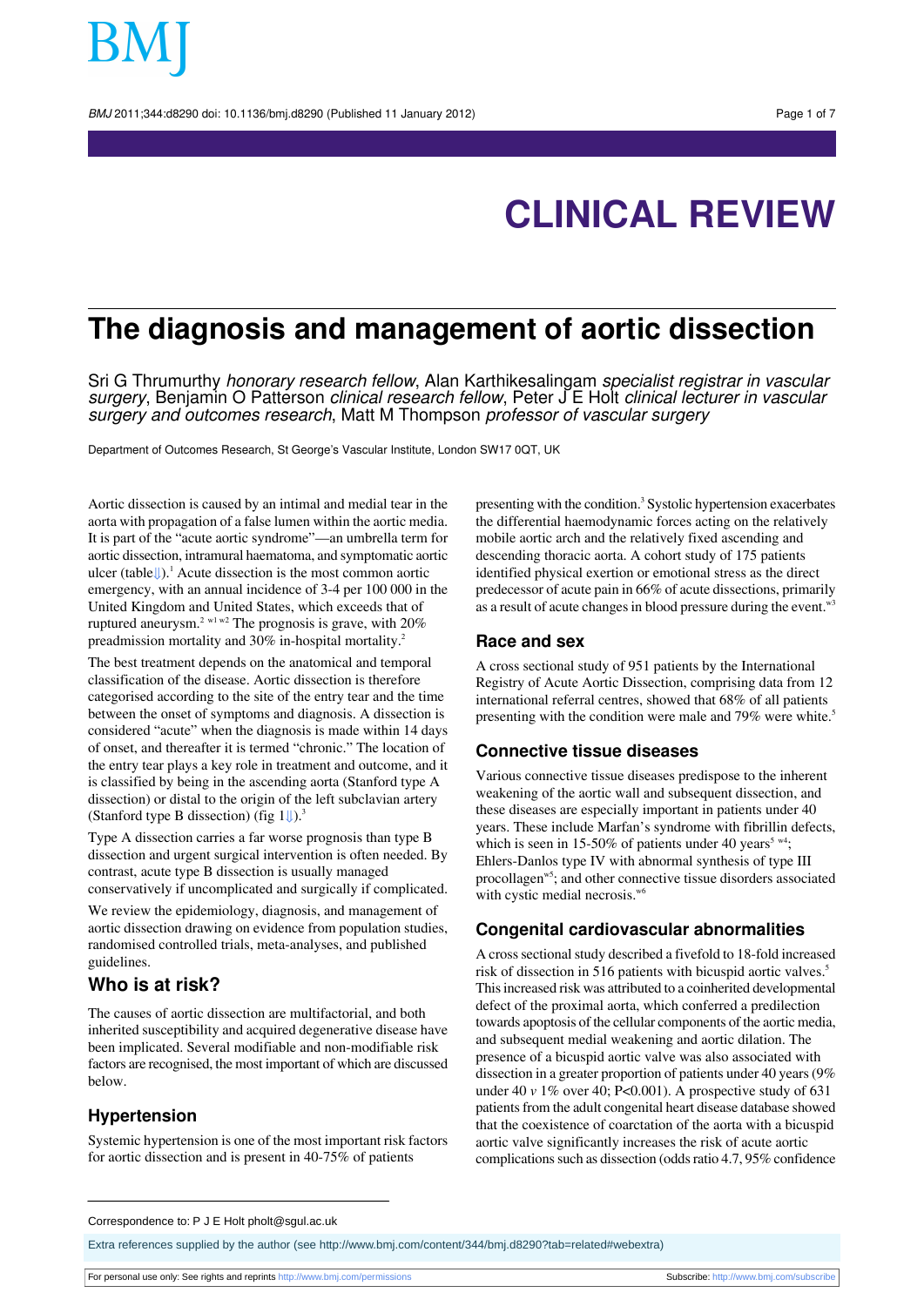# CLINICAL REVIEW

# The diagnosis and management of aortic dissection

Sri G Thrumurthy *honorary research fellow*, Alan Karthikesalingam *specialist registrar in vascular surgery*, Benjamin O Patterson *clinical research fellow*, Peter J E Holt *clinical lecturer in vascular surgery and outcomes research*, Matt M Thompson *professor of vascular surgery*

Department of Outcomes Research, St George's Vascular Institute, London SW17 0QT, UK

Aortic dissection is caused by an intimal and medial tear in the aorta with propagation of a false lumen within the aortic media. It is part of the "acute aortic syndrome"—an umbrella term for aortic dissection, intramural haematoma, and symptomatic aortic ulcer (table⇓).[1] Acute dissection is the most common aortic emergency, with an annual incidence of 3-4 per 100 000 in the United Kingdom and United States, which exceeds that of ruptured aneurysm.[2 w1 w2] The prognosis is grave, with 20% preadmission mortality and 30% in-hospital mortality.[2]

The best treatment depends on the anatomical and temporal classification of the disease. Aortic dissection is therefore categorised according to the site of the entry tear and the time between the onset of symptoms and diagnosis. A dissection is considered "acute" when the diagnosis is made within 14 days of onset, and thereafter it is termed "chronic." The location of the entry tear plays a key role in treatment and outcome, and it is classified by being in the ascending aorta (Stanford type A dissection) or distal to the origin of the left subclavian artery (Stanford type B dissection) (fig 1⇓).[3]

Type A dissection carries a far worse prognosis than type B dissection and urgent surgical intervention is often needed. By contrast, acute type B dissection is usually managed conservatively if uncomplicated and surgically if complicated.

We review the epidemiology, diagnosis, and management of aortic dissection drawing on evidence from population studies, randomised controlled trials, meta-analyses, and published guidelines.

## Who is at risk?

The causes of aortic dissection are multifactorial, and both inherited susceptibility and acquired degenerative disease have been implicated. Several modifiable and non-modifiable risk factors are recognised, the most important of which are discussed below.

### Hypertension

Systemic hypertension is one of the most important risk factors for aortic dissection and is present in 40-75% of patients presenting with the condition.[3] Systolic hypertension exacerbates the differential haemodynamic forces acting on the relatively mobile aortic arch and the relatively fixed ascending and descending thoracic aorta. A cohort study of 175 patients identified physical exertion or emotional stress as the direct predecessor of acute pain in 66% of acute dissections, primarily as a result of acute changes in blood pressure during the event.[w3]

### Race and sex

A cross sectional study of 951 patients by the International Registry of Acute Aortic Dissection, comprising data from 12 international referral centres, showed that 68% of all patients presenting with the condition were male and 79% were white.[5]

### Connective tissue diseases

Various connective tissue diseases predispose to the inherent weakening of the aortic wall and subsequent dissection, and these diseases are especially important in patients under 40 years. These include Marfan's syndrome with fibrillin defects, which is seen in 15-50% of patients under 40 years[5 w4]; Ehlers-Danlos type IV with abnormal synthesis of type III procollagen[w5]; and other connective tissue disorders associated with cystic medial necrosis.[w6]

### Congenital cardiovascular abnormalities

A cross sectional study described a fivefold to 18-fold increased risk of dissection in 516 patients with bicuspid aortic valves.[5] This increased risk was attributed to a coinherited developmental defect of the proximal aorta, which conferred a predilection towards apoptosis of the cellular components of the aortic media, and subsequent medial weakening and aortic dilation. The presence of a bicuspid aortic valve was also associated with dissection in a greater proportion of patients under 40 years (9% under 40 *v* 1% over 40; P<0.001). A prospective study of 631 patients from the adult congenital heart disease database showed that the coexistence of coarctation of the aorta with a bicuspid aortic valve significantly increases the risk of acute aortic complications such as dissection (odds ratio 4.7, 95% confidence

Correspondence to: P J E Holt pholt@sgul.ac.uk

Extra references supplied by the author (see http://www.bmj.com/content/344/bmj.d8290?tab=related#webextra)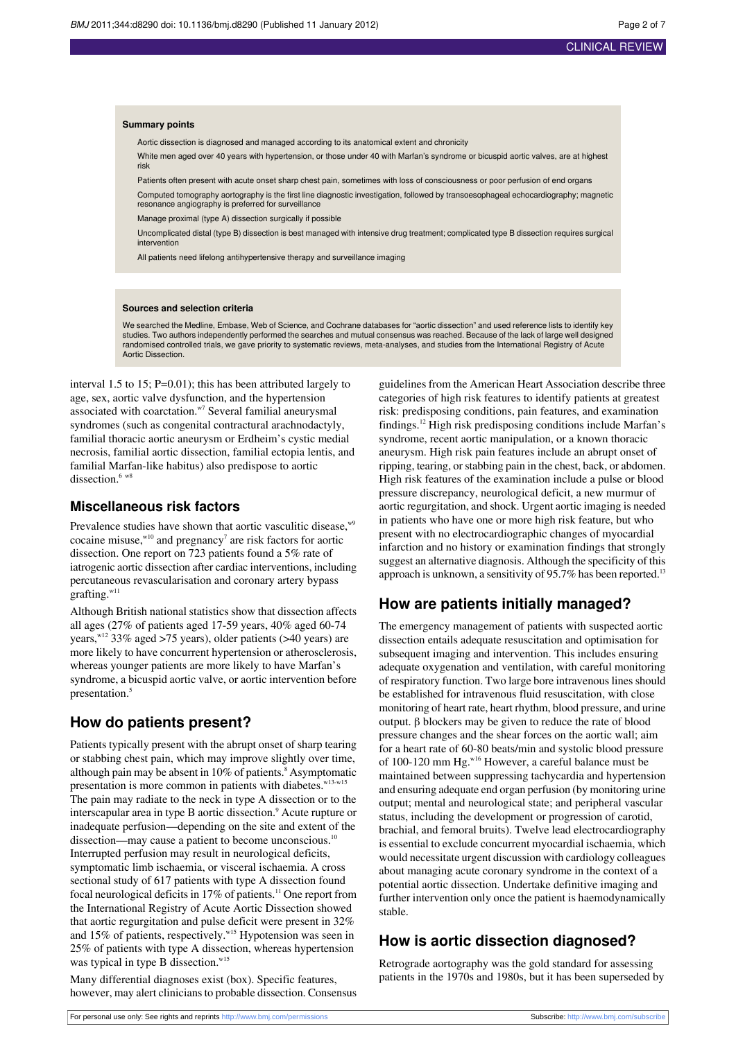**Summary points**

Aortic dissection is diagnosed and managed according to its anatomical extent and chronicity

White men aged over 40 years with hypertension, or those under 40 with Marfan's syndrome or bicuspid aortic valves, are at highest risk

Patients often present with acute onset sharp chest pain, sometimes with loss of consciousness or poor perfusion of end organs

Computed tomography aortography is the first line diagnostic investigation, followed by transoesophageal echocardiography; magnetic resonance angiography is preferred for surveillance

Manage proximal (type A) dissection surgically if possible

Uncomplicated distal (type B) dissection is best managed with intensive drug treatment; complicated type B dissection requires surgical intervention

All patients need lifelong antihypertensive therapy and surveillance imaging

**Sources and selection criteria**

We searched the Medline, Embase, Web of Science, and Cochrane databases for "aortic dissection" and used reference lists to identify key studies. Two authors independently performed the searches and mutual consensus was reached. Because of the lack of large well designed randomised controlled trials, we gave priority to systematic reviews, meta-analyses, and studies from the International Registry of Acute Aortic Dissection.

interval 1.5 to 15; P=0.01); this has been attributed largely to age, sex, aortic valve dysfunction, and the hypertension associated with coarctation.[w7] Several familial aneurysmal syndromes (such as congenital contractural arachnodactyly, familial thoracic aortic aneurysm or Erdheim's cystic medial necrosis, familial aortic dissection, familial ectopia lentis, and familial Marfan-like habitus) also predispose to aortic dissection.[6 w8]

## Miscellaneous risk factors

Prevalence studies have shown that aortic vasculitic disease,[w9] cocaine misuse,[w10] and pregnancy[7] are risk factors for aortic dissection. One report on 723 patients found a 5% rate of iatrogenic aortic dissection after cardiac interventions, including percutaneous revascularisation and coronary artery bypass grafting.[w11]

Although British national statistics show that dissection affects all ages (27% of patients aged 17-59 years, 40% aged 60-74 years,[w12] 33% aged >75 years), older patients (>40 years) are more likely to have concurrent hypertension or atherosclerosis, whereas younger patients are more likely to have Marfan's syndrome, a bicuspid aortic valve, or aortic intervention before presentation.[5]

## How do patients present?

Patients typically present with the abrupt onset of sharp tearing or stabbing chest pain, which may improve slightly over time, although pain may be absent in 10% of patients.[8] Asymptomatic presentation is more common in patients with diabetes.[w13-w15] The pain may radiate to the neck in type A dissection or to the interscapular area in type B aortic dissection.[9] Acute rupture or inadequate perfusion—depending on the site and extent of the dissection—may cause a patient to become unconscious.[10] Interrupted perfusion may result in neurological deficits, symptomatic limb ischaemia, or visceral ischaemia. A cross sectional study of 617 patients with type A dissection found focal neurological deficits in 17% of patients.[11] One report from the International Registry of Acute Aortic Dissection showed that aortic regurgitation and pulse deficit were present in 32% and 15% of patients, respectively.[w15] Hypotension was seen in 25% of patients with type A dissection, whereas hypertension was typical in type B dissection.[w15]

Many differential diagnoses exist (box). Specific features, however, may alert clinicians to probable dissection. Consensus guidelines from the American Heart Association describe three categories of high risk features to identify patients at greatest risk: predisposing conditions, pain features, and examination findings.[12] High risk predisposing conditions include Marfan's syndrome, recent aortic manipulation, or a known thoracic aneurysm. High risk pain features include an abrupt onset of ripping, tearing, or stabbing pain in the chest, back, or abdomen. High risk features of the examination include a pulse or blood pressure discrepancy, neurological deficit, a new murmur of aortic regurgitation, and shock. Urgent aortic imaging is needed in patients who have one or more high risk feature, but who present with no electrocardiographic changes of myocardial infarction and no history or examination findings that strongly suggest an alternative diagnosis. Although the specificity of this approach is unknown, a sensitivity of 95.7% has been reported.[13]

## How are patients initially managed?

The emergency management of patients with suspected aortic dissection entails adequate resuscitation and optimisation for subsequent imaging and intervention. This includes ensuring adequate oxygenation and ventilation, with careful monitoring of respiratory function. Two large bore intravenous lines should be established for intravenous fluid resuscitation, with close monitoring of heart rate, heart rhythm, blood pressure, and urine output. β blockers may be given to reduce the rate of blood pressure changes and the shear forces on the aortic wall; aim for a heart rate of 60-80 beats/min and systolic blood pressure of 100-120 mm Hg.[w16] However, a careful balance must be maintained between suppressing tachycardia and hypertension and ensuring adequate end organ perfusion (by monitoring urine output; mental and neurological state; and peripheral vascular status, including the development or progression of carotid, brachial, and femoral bruits). Twelve lead electrocardiography is essential to exclude concurrent myocardial ischaemia, which would necessitate urgent discussion with cardiology colleagues about managing acute coronary syndrome in the context of a potential aortic dissection. Undertake definitive imaging and further intervention only once the patient is haemodynamically stable.

## How is aortic dissection diagnosed?

Retrograde aortography was the gold standard for assessing patients in the 1970s and 1980s, but it has been superseded by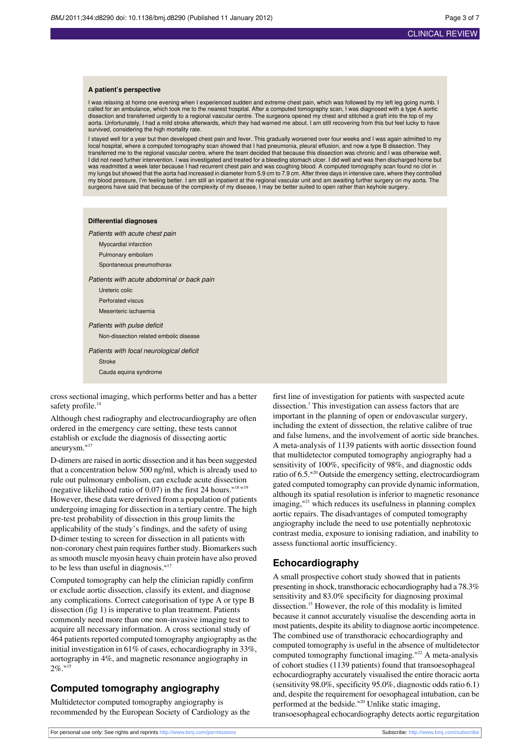**A patient's perspective**

I was relaxing at home one evening when I experienced sudden and extreme chest pain, which was followed by my left leg going numb. I called for an ambulance, which took me to the nearest hospital. After a computed tomography scan, I was diagnosed with a type A aortic dissection and transferred urgently to a regional vascular centre. The surgeons opened my chest and stitched a graft into the top of my aorta. Unfortunately, I had a mild stroke afterwards, which they had warned me about. I am still recovering from this but feel lucky to have survived, considering the high mortality rate.

I stayed well for a year but then developed chest pain and fever. This gradually worsened over four weeks and I was again admitted to my local hospital, where a computed tomography scan showed that I had pneumonia, pleural effusion, and now a type B dissection. They transferred me to the regional vascular centre, where the team decided that because this dissection was chronic and I was otherwise well, I did not need further intervention. I was investigated and treated for a bleeding stomach ulcer. I did well and was then discharged home but was readmitted a week later because I had recurrent chest pain and was coughing blood. A computed tomography scan found no clot in my lungs but showed that the aorta had increased in diameter from 5.9 cm to 7.9 cm. After three days in intensive care, where they controlled my blood pressure, I'm feeling better. I am still an inpatient at the regional vascular unit and am awaiting further surgery on my aorta. The surgeons have said that because of the complexity of my disease, I may be better suited to open rather than keyhole surgery.

**Differential diagnoses**

*Patients with acute chest pain*

- Myocardial infarction
- Pulmonary embolism
- Spontaneous pneumothorax

*Patients with acute abdominal or back pain*

- Ureteric colic
- Perforated viscus
- Mesenteric ischaemia

*Patients with pulse deficit*

- Non-dissection related embolic disease

*Patients with focal neurological deficit*

- Stroke
- Cauda equina syndrome

cross sectional imaging, which performs better and has a better safety profile.[14]

Although chest radiography and electrocardiography are often ordered in the emergency care setting, these tests cannot establish or exclude the diagnosis of dissecting aortic aneurysm.[w17]

D-dimers are raised in aortic dissection and it has been suggested that a concentration below 500 ng/ml, which is already used to rule out pulmonary embolism, can exclude acute dissection (negative likelihood ratio of 0.07) in the first 24 hours.[w18 w19] However, these data were derived from a population of patients undergoing imaging for dissection in a tertiary centre. The high pre-test probability of dissection in this group limits the applicability of the study's findings, and the safety of using D-dimer testing to screen for dissection in all patients with non-coronary chest pain requires further study. Biomarkers such as smooth muscle myosin heavy chain protein have also proved to be less than useful in diagnosis.[w17]

Computed tomography can help the clinician rapidly confirm or exclude aortic dissection, classify its extent, and diagnose any complications. Correct categorisation of type A or type B dissection (fig 1) is imperative to plan treatment. Patients commonly need more than one non-invasive imaging test to acquire all necessary information. A cross sectional study of 464 patients reported computed tomography angiography as the initial investigation in 61% of cases, echocardiography in 33%, aortography in 4%, and magnetic resonance angiography in 2%.[w15]

## Computed tomography angiography

Multidetector computed tomography angiography is recommended by the European Society of Cardiology as the first line of investigation for patients with suspected acute dissection.[1] This investigation can assess factors that are important in the planning of open or endovascular surgery, including the extent of dissection, the relative calibre of true and false lumens, and the involvement of aortic side branches. A meta-analysis of 1139 patients with aortic dissection found that multidetector computed tomography angiography had a sensitivity of 100%, specificity of 98%, and diagnostic odds ratio of 6.5.[w20] Outside the emergency setting, electrocardiogram gated computed tomography can provide dynamic information, although its spatial resolution is inferior to magnetic resonance imaging,[w21] which reduces its usefulness in planning complex aortic repairs. The disadvantages of computed tomography angiography include the need to use potentially nephrotoxic contrast media, exposure to ionising radiation, and inability to assess functional aortic insufficiency.

## Echocardiography

A small prospective cohort study showed that in patients presenting in shock, transthoracic echocardiography had a 78.3% sensitivity and 83.0% specificity for diagnosing proximal dissection.[15] However, the role of this modality is limited because it cannot accurately visualise the descending aorta in most patients, despite its ability to diagnose aortic incompetence. The combined use of transthoracic echocardiography and computed tomography is useful in the absence of multidetector computed tomography functional imaging.[w22] A meta-analysis of cohort studies (1139 patients) found that transoesophageal echocardiography accurately visualised the entire thoracic aorta (sensitivity 98.0%, specificity 95.0%, diagnostic odds ratio 6.1) and, despite the requirement for oesophageal intubation, can be performed at the bedside.[w20] Unlike static imaging, transoesophageal echocardiography detects aortic regurgitation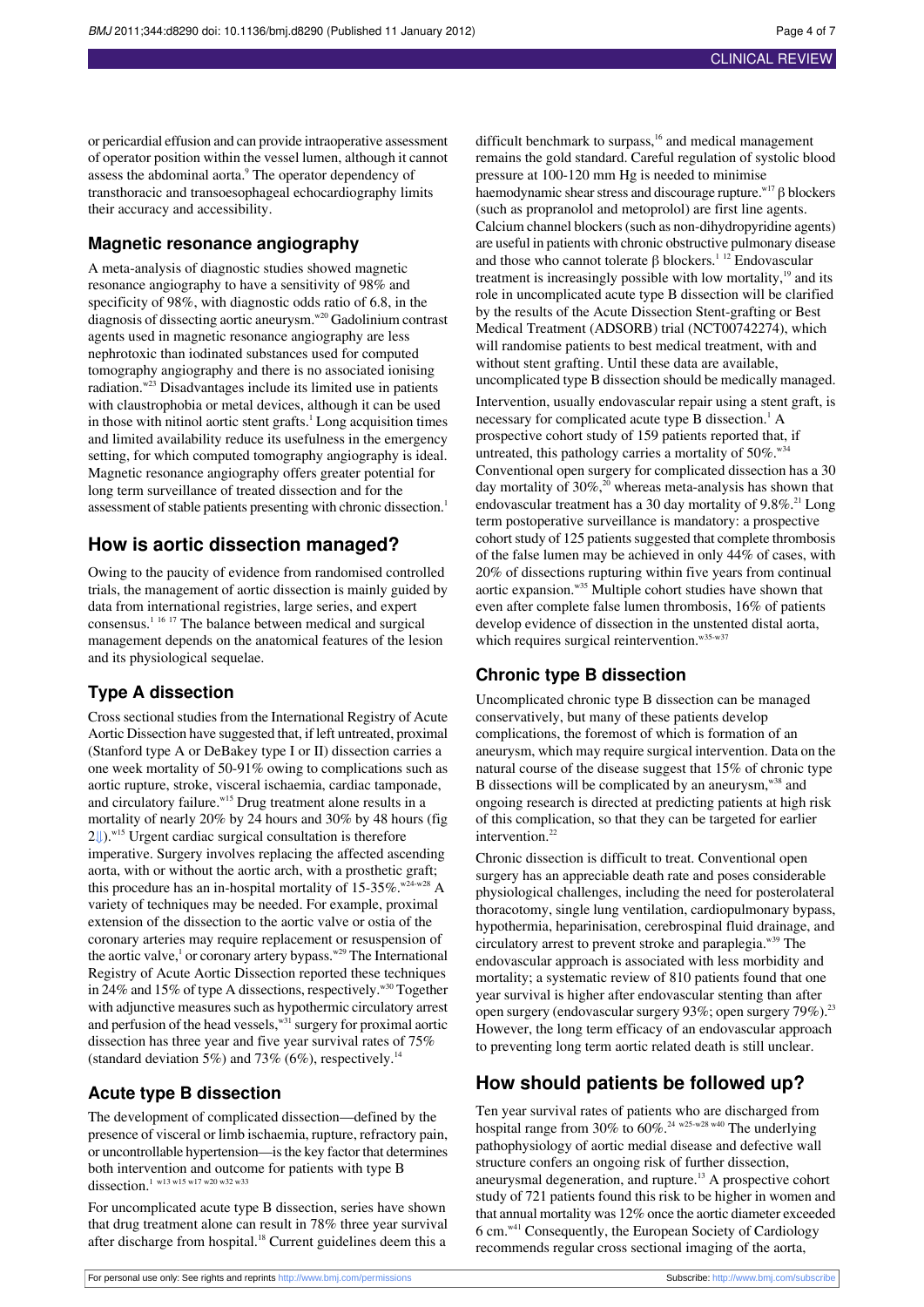or pericardial effusion and can provide intraoperative assessment of operator position within the vessel lumen, although it cannot assess the abdominal aorta.[9] The operator dependency of transthoracic and transoesophageal echocardiography limits their accuracy and accessibility.

### Magnetic resonance angiography

A meta-analysis of diagnostic studies showed magnetic resonance angiography to have a sensitivity of 98% and specificity of 98%, with diagnostic odds ratio of 6.8, in the diagnosis of dissecting aortic aneurysm.[w20] Gadolinium contrast agents used in magnetic resonance angiography are less nephrotoxic than iodinated substances used for computed tomography angiography and there is no associated ionising radiation.[w23] Disadvantages include its limited use in patients with claustrophobia or metal devices, although it can be used in those with nitinol aortic stent grafts.[1] Long acquisition times and limited availability reduce its usefulness in the emergency setting, for which computed tomography angiography is ideal. Magnetic resonance angiography offers greater potential for long term surveillance of treated dissection and for the assessment of stable patients presenting with chronic dissection.[1]

## How is aortic dissection managed?

Owing to the paucity of evidence from randomised controlled trials, the management of aortic dissection is mainly guided by data from international registries, large series, and expert consensus.[1 16 17] The balance between medical and surgical management depends on the anatomical features of the lesion and its physiological sequelae.

### Type A dissection

Cross sectional studies from the International Registry of Acute Aortic Dissection have suggested that, if left untreated, proximal (Stanford type A or DeBakey type I or II) dissection carries a one week mortality of 50-91% owing to complications such as aortic rupture, stroke, visceral ischaemia, cardiac tamponade, and circulatory failure.[w15] Drug treatment alone results in a mortality of nearly 20% by 24 hours and 30% by 48 hours (fig 2⇓).[w15] Urgent cardiac surgical consultation is therefore imperative. Surgery involves replacing the affected ascending aorta, with or without the aortic arch, with a prosthetic graft; this procedure has an in-hospital mortality of 15-35%.[w24-w28] A variety of techniques may be needed. For example, proximal extension of the dissection to the aortic valve or ostia of the coronary arteries may require replacement or resuspension of the aortic valve,[1] or coronary artery bypass.[w29] The International Registry of Acute Aortic Dissection reported these techniques in 24% and 15% of type A dissections, respectively.[w30] Together with adjunctive measures such as hypothermic circulatory arrest and perfusion of the head vessels,[w31] surgery for proximal aortic dissection has three year and five year survival rates of 75% (standard deviation 5%) and 73% (6%), respectively.[14]

### Acute type B dissection

The development of complicated dissection—defined by the presence of visceral or limb ischaemia, rupture, refractory pain, or uncontrollable hypertension—is the key factor that determines both intervention and outcome for patients with type B dissection.[1 w13 w15 w17 w20 w32 w33]

For uncomplicated acute type B dissection, series have shown that drug treatment alone can result in 78% three year survival after discharge from hospital.[18] Current guidelines deem this a difficult benchmark to surpass,[16] and medical management remains the gold standard. Careful regulation of systolic blood pressure at 100-120 mm Hg is needed to minimise haemodynamic shear stress and discourage rupture.[w17] β blockers (such as propranolol and metoprolol) are first line agents. Calcium channel blockers (such as non-dihydropyridine agents) are useful in patients with chronic obstructive pulmonary disease and those who cannot tolerate β blockers.[1 12] Endovascular treatment is increasingly possible with low mortality,[19] and its role in uncomplicated acute type B dissection will be clarified by the results of the Acute Dissection Stent-grafting or Best Medical Treatment (ADSORB) trial (NCT00742274), which will randomise patients to best medical treatment, with and without stent grafting. Until these data are available, uncomplicated type B dissection should be medically managed.

Intervention, usually endovascular repair using a stent graft, is necessary for complicated acute type B dissection.[1] A prospective cohort study of 159 patients reported that, if untreated, this pathology carries a mortality of 50%.[w34] Conventional open surgery for complicated dissection has a 30 day mortality of 30%,[20] whereas meta-analysis has shown that endovascular treatment has a 30 day mortality of 9.8%.[21] Long term postoperative surveillance is mandatory: a prospective cohort study of 125 patients suggested that complete thrombosis of the false lumen may be achieved in only 44% of cases, with 20% of dissections rupturing within five years from continual aortic expansion.[w35] Multiple cohort studies have shown that even after complete false lumen thrombosis, 16% of patients develop evidence of dissection in the unstented distal aorta, which requires surgical reintervention.[w35-w37]

### Chronic type B dissection

Uncomplicated chronic type B dissection can be managed conservatively, but many of these patients develop complications, the foremost of which is formation of an aneurysm, which may require surgical intervention. Data on the natural course of the disease suggest that 15% of chronic type B dissections will be complicated by an aneurysm,[w38] and ongoing research is directed at predicting patients at high risk of this complication, so that they can be targeted for earlier intervention.[22]

Chronic dissection is difficult to treat. Conventional open surgery has an appreciable death rate and poses considerable physiological challenges, including the need for posterolateral thoracotomy, single lung ventilation, cardiopulmonary bypass, hypothermia, heparinisation, cerebrospinal fluid drainage, and circulatory arrest to prevent stroke and paraplegia.[w39] The endovascular approach is associated with less morbidity and mortality; a systematic review of 810 patients found that one year survival is higher after endovascular stenting than after open surgery (endovascular surgery 93%; open surgery 79%).[23] However, the long term efficacy of an endovascular approach to preventing long term aortic related death is still unclear.

## How should patients be followed up?

Ten year survival rates of patients who are discharged from hospital range from 30% to 60%.[24 w25-w28 w40] The underlying pathophysiology of aortic medial disease and defective wall structure confers an ongoing risk of further dissection, aneurysmal degeneration, and rupture.[13] A prospective cohort study of 721 patients found this risk to be higher in women and that annual mortality was 12% once the aortic diameter exceeded 6 cm.[w41] Consequently, the European Society of Cardiology recommends regular cross sectional imaging of the aorta,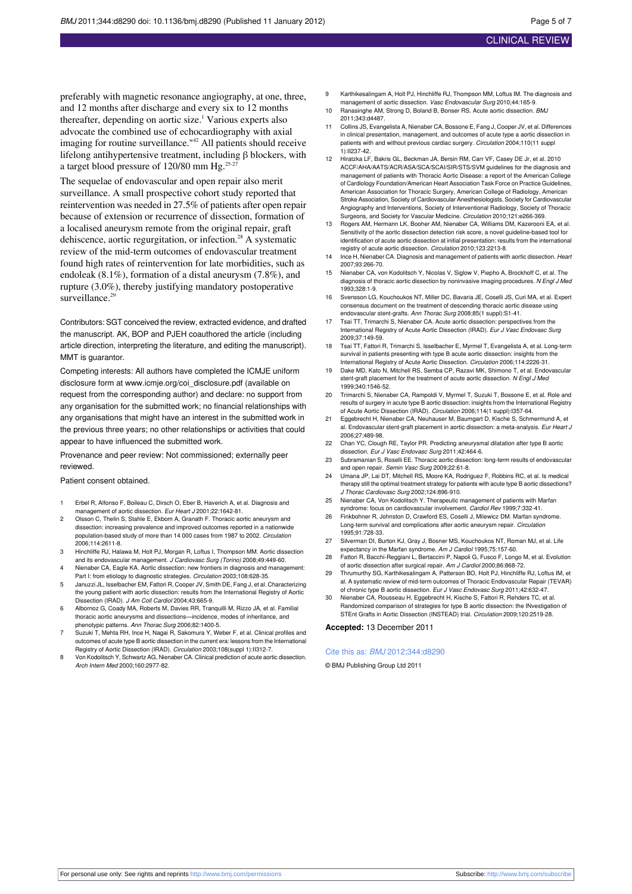preferably with magnetic resonance angiography, at one, three, and 12 months after discharge and every six to 12 months thereafter, depending on aortic size.[1] Various experts also advocate the combined use of echocardiography with axial imaging for routine surveillance.[w42] All patients should receive lifelong antihypertensive treatment, including β blockers, with a target blood pressure of 120/80 mm Hg.[25-27]

The sequelae of endovascular and open repair also merit surveillance. A small prospective cohort study reported that reintervention was needed in 27.5% of patients after open repair because of extension or recurrence of dissection, formation of a localised aneurysm remote from the original repair, graft dehiscence, aortic regurgitation, or infection.[28] A systematic review of the mid-term outcomes of endovascular treatment found high rates of reintervention for late morbidities, such as endoleak (8.1%), formation of a distal aneurysm (7.8%), and rupture (3.0%), thereby justifying mandatory postoperative surveillance.[29]

Contributors: SGT conceived the review, extracted evidence, and drafted the manuscript. AK, BOP and PJEH coauthored the article (including article direction, interpreting the literature, and editing the manuscript). MMT is guarantor.

Competing interests: All authors have completed the ICMJE uniform disclosure form at www.icmje.org/coi_disclosure.pdf (available on request from the corresponding author) and declare: no support from any organisation for the submitted work; no financial relationships with any organisations that might have an interest in the submitted work in the previous three years; no other relationships or activities that could appear to have influenced the submitted work.

Provenance and peer review: Not commissioned; externally peer reviewed.

Patient consent obtained.

1. Erbel R, Alfonso F, Boileau C, Dirsch O, Eber B, Haverich A, et al. Diagnosis and management of aortic dissection. *Eur Heart J* 2001;22:1642-81.
2. Olsson C, Thelin S, Stahle E, Ekbom A, Granath F. Thoracic aortic aneurysm and dissection: increasing prevalence and improved outcomes reported in a nationwide population-based study of more than 14 000 cases from 1987 to 2002. *Circulation* 2006;114:2611-8.
3. Hinchliffe RJ, Halawa M, Holt PJ, Morgan R, Loftus I, Thompson MM. Aortic dissection and its endovascular management. *J Cardiovasc Surg (Torino)* 2008;49:449-60.
4. Nienaber CA, Eagle KA. Aortic dissection: new frontiers in diagnosis and management: Part I: from etiology to diagnostic strategies. *Circulation* 2003;108:628-35.
5. Januzzi JL, Isselbacher EM, Fattori R, Cooper JV, Smith DE, Fang J, et al. Characterizing the young patient with aortic dissection: results from the International Registry of Aortic Dissection (IRAD). *J Am Coll Cardiol* 2004;43:665-9.
6. Albornoz G, Coady MA, Roberts M, Davies RR, Tranquilli M, Rizzo JA, et al. Familial thoracic aortic aneurysms and dissections—incidence, modes of inheritance, and phenotypic patterns. *Ann Thorac Surg* 2006;82:1400-5.
7. Suzuki T, Mehta RH, Ince H, Nagai R, Sakomura Y, Weber F, et al. Clinical profiles and outcomes of acute type B aortic dissection in the current era: lessons from the International Registry of Aortic Dissection (IRAD). *Circulation* 2003;108(suppl 1):II312-7.
8. Von Kodolitsch Y, Schwartz AG, Nienaber CA. Clinical prediction of acute aortic dissection. *Arch Intern Med* 2000;160:2977-82.
9. Karthikesalingam A, Holt PJ, Hinchliffe RJ, Thompson MM, Loftus IM. The diagnosis and management of aortic dissection. *Vasc Endovascular Surg* 2010;44:165-9.
10. Ranasinghe AM, Strong D, Boland B, Bonser RS. Acute aortic dissection. *BMJ* 2011;343:d4487.
11. Collins JS, Evangelista A, Nienaber CA, Bossone E, Fang J, Cooper JV, et al. Differences in clinical presentation, management, and outcomes of acute type a aortic dissection in patients with and without previous cardiac surgery. *Circulation* 2004;110(11 suppl 1):II237-42.
12. Hiratzka LF, Bakris GL, Beckman JA, Bersin RM, Carr VF, Casey DE Jr, et al. 2010 ACCF/AHA/AATS/ACR/ASA/SCA/SCAI/SIR/STS/SVM guidelines for the diagnosis and management of patients with Thoracic Aortic Disease: a report of the American College of Cardiology Foundation/American Heart Association Task Force on Practice Guidelines, American Association for Thoracic Surgery, American College of Radiology, American Stroke Association, Society of Cardiovascular Anesthesiologists, Society for Cardiovascular Angiography and Interventions, Society of Interventional Radiology, Society of Thoracic Surgeons, and Society for Vascular Medicine. *Circulation* 2010;121:e266-369.
13. Rogers AM, Hermann LK, Booher AM, Nienaber CA, Williams DM, Kazerooni EA, et al. Sensitivity of the aortic dissection detection risk score, a novel guideline-based tool for identification of acute aortic dissection at initial presentation: results from the international registry of acute aortic dissection. *Circulation* 2010;123:2213-8.
14. Ince H, Nienaber CA. Diagnosis and management of patients with aortic dissection. *Heart* 2007;93:266-70.
15. Nienaber CA, von Kodolitsch Y, Nicolas V, Siglow V, Piepho A, Brockhoff C, et al. The diagnosis of thoracic aortic dissection by noninvasive imaging procedures. *N Engl J Med* 1993;328:1-9.
16. Svensson LG, Kouchoukos NT, Miller DC, Bavaria JE, Coselli JS, Curi MA, et al. Expert consensus document on the treatment of descending thoracic aortic disease using endovascular stent-grafts. *Ann Thorac Surg* 2008;85(1 suppl):S1-41.
17. Tsai TT, Trimarchi S, Nienaber CA. Acute aortic dissection: perspectives from the International Registry of Acute Aortic Dissection (IRAD). *Eur J Vasc Endovasc Surg* 2009;37:149-59.
18. Tsai TT, Fattori R, Trimarchi S, Isselbacher E, Myrmel T, Evangelista A, et al. Long-term survival in patients presenting with type B acute aortic dissection: insights from the International Registry of Acute Aortic Dissection. *Circulation* 2006;114:2226-31.
19. Dake MD, Kato N, Mitchell RS, Semba CP, Razavi MK, Shimono T, et al. Endovascular stent-graft placement for the treatment of acute aortic dissection. *N Engl J Med* 1999;340:1546-52.
20. Trimarchi S, Nienaber CA, Rampoldi V, Myrmel T, Suzuki T, Bossone E, et al. Role and results of surgery in acute type B aortic dissection: insights from the International Registry of Acute Aortic Dissection (IRAD). *Circulation* 2006;114(1 suppl):I357-64.
21. Eggebrecht H, Nienaber CA, Neuhauser M, Baumgart D, Kische S, Schmermund A, et al. Endovascular stent-graft placement in aortic dissection: a meta-analysis. *Eur Heart J* 2006;27:489-98.
22. Chan YC, Clough RE, Taylor PR. Predicting aneurysmal dilatation after type B aortic dissection. *Eur J Vasc Endovasc Surg* 2011;42:464-6.
23. Subramanian S, Roselli EE. Thoracic aortic dissection: long-term results of endovascular and open repair. *Semin Vasc Surg* 2009;22:61-8.
24. Umana JP, Lai DT, Mitchell RS, Moore KA, Rodriguez F, Robbins RC, et al. Is medical therapy still the optimal treatment strategy for patients with acute type B aortic dissections? *J Thorac Cardiovasc Surg* 2002;124:896-910.
25. Nienaber CA, Von Kodolitsch Y. Therapeutic management of patients with Marfan syndrome: focus on cardiovascular involvement. *Cardiol Rev* 1999;7:332-41.
26. Finkbohner R, Johnston D, Crawford ES, Coselli J, Milewicz DM. Marfan syndrome. Long-term survival and complications after aortic aneurysm repair. *Circulation* 1995;91:728-33.
27. Silverman DI, Burton KJ, Gray J, Bosner MS, Kouchoukos NT, Roman MJ, et al. Life expectancy in the Marfan syndrome. *Am J Cardiol* 1995;75:157-60.
28. Fattori R, Bacchi-Reggiani L, Bertaccini P, Napoli G, Fusco F, Longo M, et al. Evolution of aortic dissection after surgical repair. *Am J Cardiol* 2000;86:868-72.
29. Thrumurthy SG, Karthikesalingam A, Patterson BO, Holt PJ, Hinchliffe RJ, Loftus IM, et al. A systematic review of mid-term outcomes of Thoracic Endovascular Repair (TEVAR) of chronic type B aortic dissection. *Eur J Vasc Endovasc Surg* 2011;42:632-47.
30. Nienaber CA, Rousseau H, Eggebrecht H, Kische S, Fattori R, Rehders TC, et al. Randomized comparison of strategies for type B aortic dissection: the INvestigation of STEnt Grafts in Aortic Dissection (INSTEAD) trial. *Circulation* 2009;120:2519-28.

**Accepted:** 13 December 2011

Cite this as: *BMJ* 2012;344:d8290

© BMJ Publishing Group Ltd 2011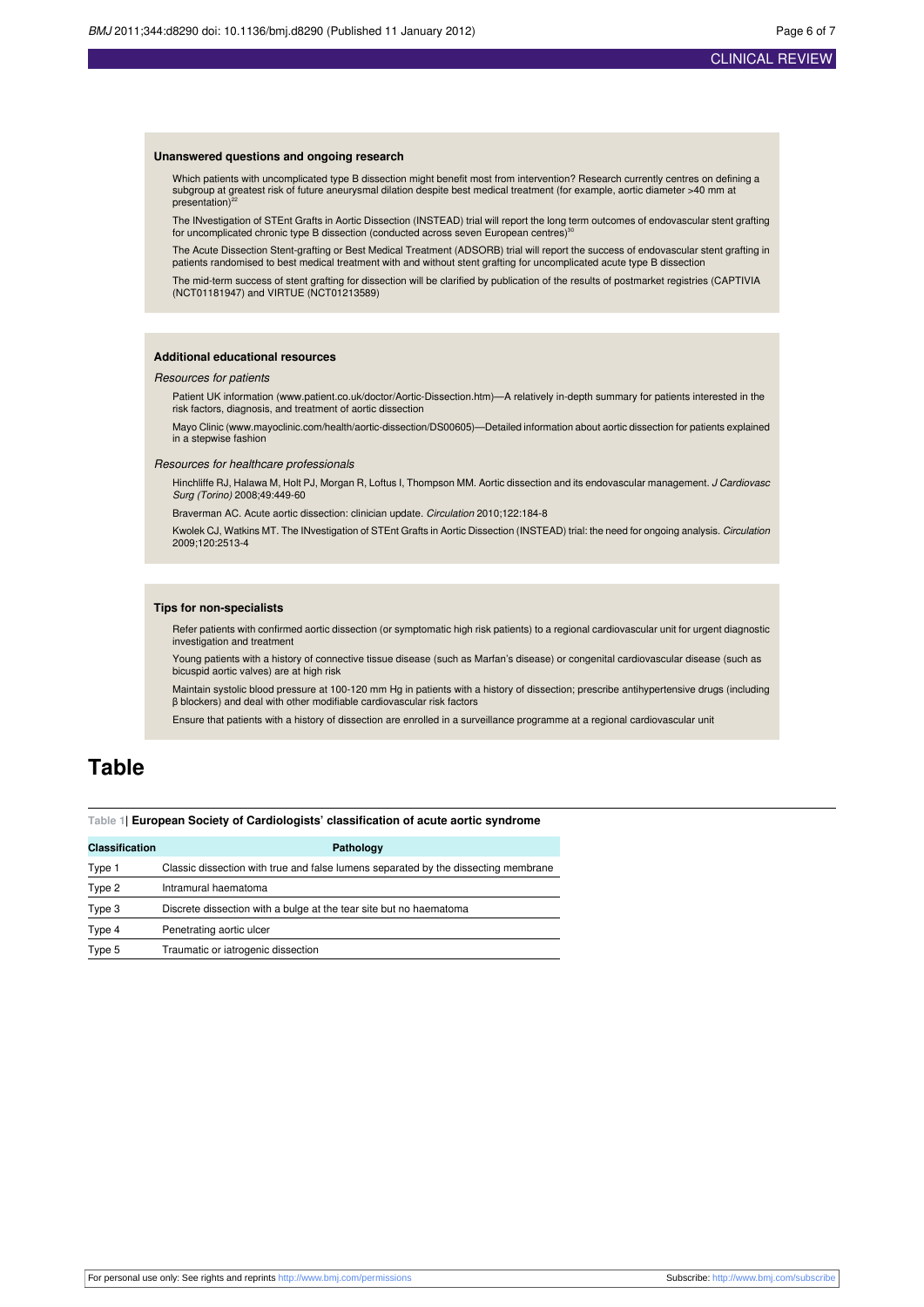### Unanswered questions and ongoing research

Which patients with uncomplicated type B dissection might benefit most from intervention? Research currently centres on defining a subgroup at greatest risk of future aneurysmal dilation despite best medical treatment (for example, aortic diameter >40 mm at presentation)[22]

The INvestigation of STEnt Grafts in Aortic Dissection (INSTEAD) trial will report the long term outcomes of endovascular stent grafting for uncomplicated chronic type B dissection (conducted across seven European centres)[30]

The Acute Dissection Stent-grafting or Best Medical Treatment (ADSORB) trial will report the success of endovascular stent grafting in patients randomised to best medical treatment with and without stent grafting for uncomplicated acute type B dissection

The mid-term success of stent grafting for dissection will be clarified by publication of the results of postmarket registries (CAPTIVIA (NCT01181947) and VIRTUE (NCT01213589)

### Additional educational resources

*Resources for patients*

Patient UK information (www.patient.co.uk/doctor/Aortic-Dissection.htm)—A relatively in-depth summary for patients interested in the risk factors, diagnosis, and treatment of aortic dissection

Mayo Clinic (www.mayoclinic.com/health/aortic-dissection/DS00605)—Detailed information about aortic dissection for patients explained in a stepwise fashion

*Resources for healthcare professionals*

Hinchliffe RJ, Halawa M, Holt PJ, Morgan R, Loftus I, Thompson MM. Aortic dissection and its endovascular management. *J Cardiovasc Surg (Torino)* 2008;49:449-60

Braverman AC. Acute aortic dissection: clinician update. *Circulation* 2010;122:184-8

Kwolek CJ, Watkins MT. The INvestigation of STEnt Grafts in Aortic Dissection (INSTEAD) trial: the need for ongoing analysis. *Circulation* 2009;120:2513-4

### Tips for non-specialists

Refer patients with confirmed aortic dissection (or symptomatic high risk patients) to a regional cardiovascular unit for urgent diagnostic investigation and treatment

Young patients with a history of connective tissue disease (such as Marfan's disease) or congenital cardiovascular disease (such as bicuspid aortic valves) are at high risk

Maintain systolic blood pressure at 100-120 mm Hg in patients with a history of dissection; prescribe antihypertensive drugs (including β blockers) and deal with other modifiable cardiovascular risk factors

Ensure that patients with a history of dissection are enrolled in a surveillance programme at a regional cardiovascular unit

# Table

**Table 1| European Society of Cardiologists' classification of acute aortic syndrome**

| Classification | Pathology |
|---|---|
| Type 1 | Classic dissection with true and false lumens separated by the dissecting membrane |
| Type 2 | Intramural haematoma |
| Type 3 | Discrete dissection with a bulge at the tear site but no haematoma |
| Type 4 | Penetrating aortic ulcer |
| Type 5 | Traumatic or iatrogenic dissection |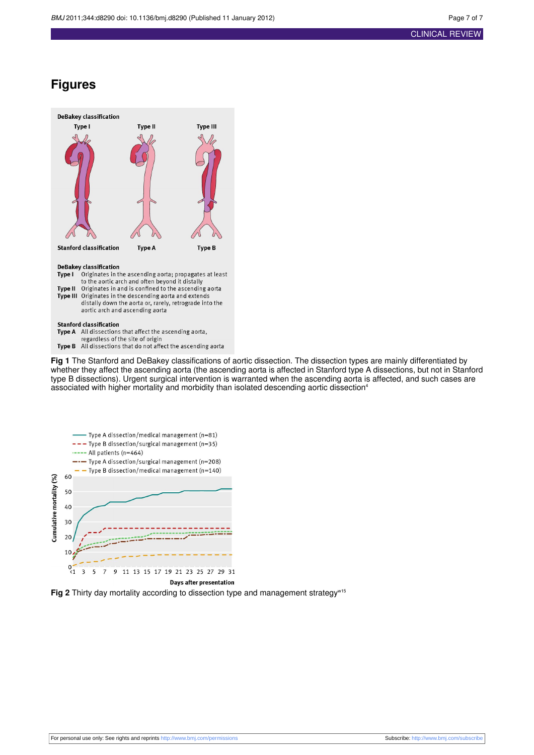# Figures

DeBakey classification

Type I

Type II

Type III

Stanford classification

Type A

Type B

**DeBakey classification**

**Type I** Originates in the ascending aorta; propagates at least to the aortic arch and often beyond it distally

**Type II** Originates in and is confined to the ascending aorta

**Type III** Originates in the descending aorta and extends distally down the aorta or, rarely, retrograde into the aortic arch and ascending aorta

**Stanford classification**

**Type A** All dissections that affect the ascending aorta, regardless of the site of origin

**Type B** All dissections that do not affect the ascending aorta

**Fig 1** The Stanford and DeBakey classifications of aortic dissection. The dissection types are mainly differentiated by whether they affect the ascending aorta (the ascending aorta is affected in Stanford type A dissections, but not in Stanford type B dissections). Urgent surgical intervention is warranted when the ascending aorta is affected, and such cases are associated with higher mortality and morbidity than isolated descending aortic dissection[4]

Type A dissection/medical management (n=81)

Type B dissection/surgical management (n=35)

All patients (n=464)

Type A dissection/surgical management (n=208)

Type B dissection/medical management (n=140)

Cumulative mortality (%)

0 10 20 30 40 50 60

<1 3 5 7 9 11 13 15 17 19 21 23 25 27 29 31

Days after presentation

**Fig 2** Thirty day mortality according to dissection type and management strategy[w15]